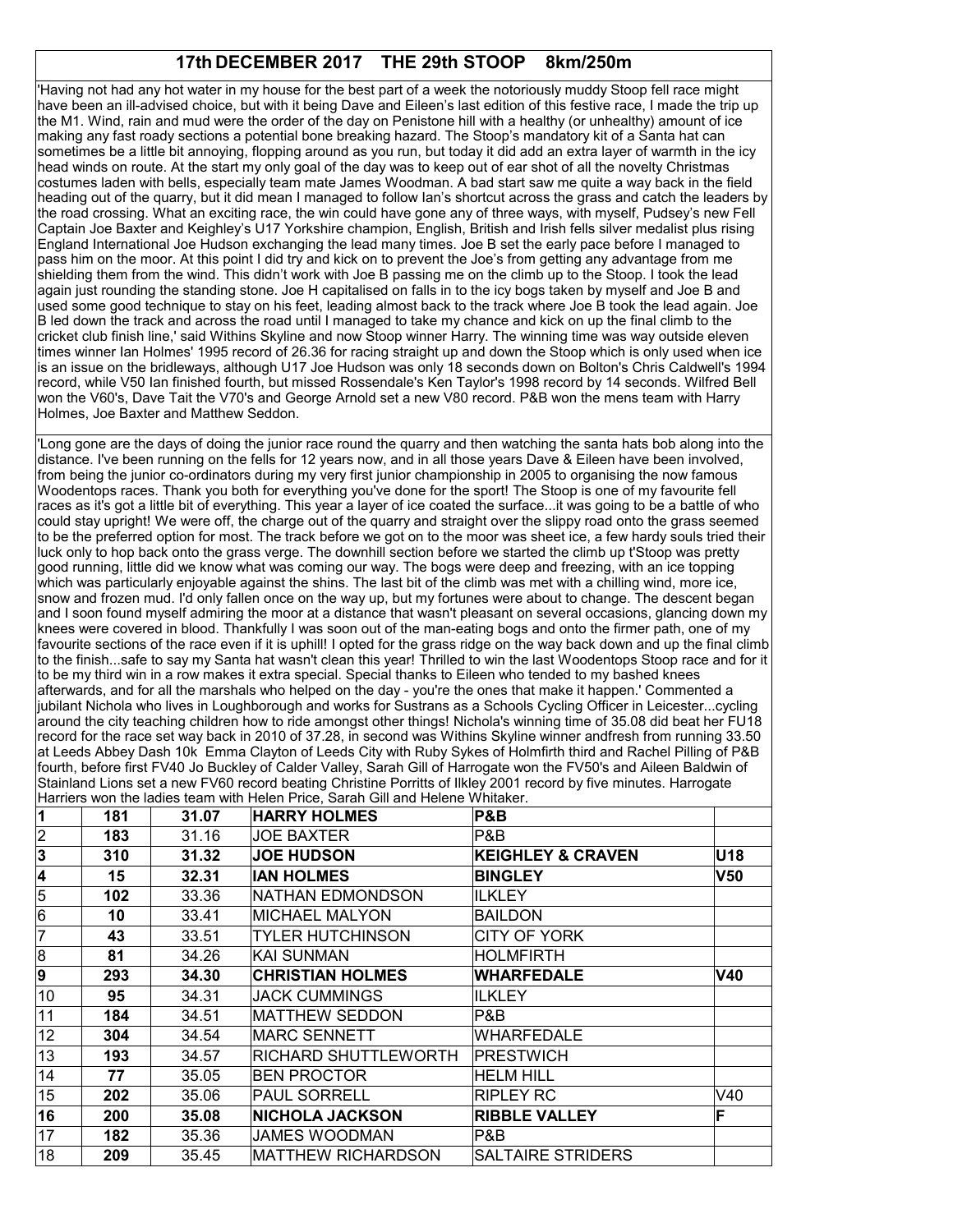## 17th DECEMBER 2017 THE 29th STOOP 8km/250m

'Having not had any hot water in my house for the best part of a week the notoriously muddy Stoop fell race might have been an ill-advised choice, but with it being Dave and Eileen's last edition of this festive race, I made the trip up the M1. Wind, rain and mud were the order of the day on Penistone hill with a healthy (or unhealthy) amount of ice making any fast roady sections a potential bone breaking hazard. The Stoop's mandatory kit of a Santa hat can sometimes be a little bit annoying, flopping around as you run, but today it did add an extra layer of warmth in the icy head winds on route. At the start my only goal of the day was to keep out of ear shot of all the novelty Christmas costumes laden with bells, especially team mate James Woodman. A bad start saw me quite a way back in the field heading out of the quarry, but it did mean I managed to follow Ian's shortcut across the grass and catch the leaders by the road crossing. What an exciting race, the win could have gone any of three ways, with myself, Pudsey's new Fell Captain Joe Baxter and Keighley's U17 Yorkshire champion, English, British and Irish fells silver medalist plus rising England International Joe Hudson exchanging the lead many times. Joe B set the early pace before I managed to pass him on the moor. At this point I did try and kick on to prevent the Joe's from getting any advantage from me shielding them from the wind. This didn't work with Joe B passing me on the climb up to the Stoop. I took the lead again just rounding the standing stone. Joe H capitalised on falls in to the icy bogs taken by myself and Joe B and used some good technique to stay on his feet, leading almost back to the track where Joe B took the lead again. Joe B led down the track and across the road until I managed to take my chance and kick on up the final climb to the cricket club finish line,' said Withins Skyline and now Stoop winner Harry. The winning time was way outside eleven times winner Ian Holmes' 1995 record of 26.36 for racing straight up and down the Stoop which is only used when ice is an issue on the bridleways, although U17 Joe Hudson was only 18 seconds down on Bolton's Chris Caldwell's 1994 record, while V50 Ian finished fourth, but missed Rossendale's Ken Taylor's 1998 record by 14 seconds. Wilfred Bell won the V60's, Dave Tait the V70's and George Arnold set a new V80 record. P&B won the mens team with Harry Holmes, Joe Baxter and Matthew Seddon.

'Long gone are the days of doing the junior race round the quarry and then watching the santa hats bob along into the distance. I've been running on the fells for 12 years now, and in all those years Dave & Eileen have been involved, from being the junior co-ordinators during my very first junior championship in 2005 to organising the now famous Woodentops races. Thank you both for everything you've done for the sport! The Stoop is one of my favourite fell races as it's got a little bit of everything. This year a layer of ice coated the surface...it was going to be a battle of who could stay upright! We were off, the charge out of the quarry and straight over the slippy road onto the grass seemed to be the preferred option for most. The track before we got on to the moor was sheet ice, a few hardy souls tried their luck only to hop back onto the grass verge. The downhill section before we started the climb up t'Stoop was pretty good running, little did we know what was coming our way. The bogs were deep and freezing, with an ice topping which was particularly enjoyable against the shins. The last bit of the climb was met with a chilling wind, more ice, snow and frozen mud. I'd only fallen once on the way up, but my fortunes were about to change. The descent began and I soon found myself admiring the moor at a distance that wasn't pleasant on several occasions, glancing down my knees were covered in blood. Thankfully I was soon out of the man-eating bogs and onto the firmer path, one of my favourite sections of the race even if it is uphill! I opted for the grass ridge on the way back down and up the final climb to the finish...safe to say my Santa hat wasn't clean this year! Thrilled to win the last Woodentops Stoop race and for it to be my third win in a row makes it extra special. Special thanks to Eileen who tended to my bashed knees afterwards, and for all the marshals who helped on the day - you're the ones that make it happen.' Commented a jubilant Nichola who lives in Loughborough and works for Sustrans as a Schools Cycling Officer in Leicester...cycling around the city teaching children how to ride amongst other things! Nichola's winning time of 35.08 did beat her FU18 record for the race set way back in 2010 of 37.28, in second was Withins Skyline winner andfresh from running 33.50 at Leeds Abbey Dash 10k Emma Clayton of Leeds City with Ruby Sykes of Holmfirth third and Rachel Pilling of P&B fourth, before first FV40 Jo Buckley of Calder Valley, Sarah Gill of Harrogate won the FV50's and Aileen Baldwin of Stainland Lions set a new FV60 record beating Christine Porritts of Ilkley 2001 record by five minutes. Harrogate Harriers won the ladies team with Helen Price, Sarah Gill and Helene Whitaker.

| | | | | | |
|---|---|---|---|---|---|
| **1** | **181** | **31.07** | **HARRY HOLMES** | **P&B** | |
| 2 | **183** | 31.16 | JOE BAXTER | P&B | |
| **3** | **310** | **31.32** | **JOE HUDSON** | **KEIGHLEY & CRAVEN** | **U18** |
| **4** | **15** | **32.31** | **IAN HOLMES** | **BINGLEY** | **V50** |
| 5 | **102** | 33.36 | NATHAN EDMONDSON | ILKLEY | |
| 6 | **10** | 33.41 | MICHAEL MALYON | BAILDON | |
| 7 | **43** | 33.51 | TYLER HUTCHINSON | CITY OF YORK | |
| 8 | **81** | 34.26 | KAI SUNMAN | HOLMFIRTH | |
| **9** | **293** | **34.30** | **CHRISTIAN HOLMES** | **WHARFEDALE** | **V40** |
| 10 | **95** | 34.31 | JACK CUMMINGS | ILKLEY | |
| 11 | **184** | 34.51 | MATTHEW SEDDON | P&B | |
| 12 | **304** | 34.54 | MARC SENNETT | WHARFEDALE | |
| 13 | **193** | 34.57 | RICHARD SHUTTLEWORTH | PRESTWICH | |
| 14 | **77** | 35.05 | BEN PROCTOR | HELM HILL | |
| 15 | **202** | 35.06 | PAUL SORRELL | RIPLEY RC | V40 |
| **16** | **200** | **35.08** | **NICHOLA JACKSON** | **RIBBLE VALLEY** | **F** |
| 17 | **182** | 35.36 | JAMES WOODMAN | P&B | |
| 18 | **209** | 35.45 | MATTHEW RICHARDSON | SALTAIRE STRIDERS | |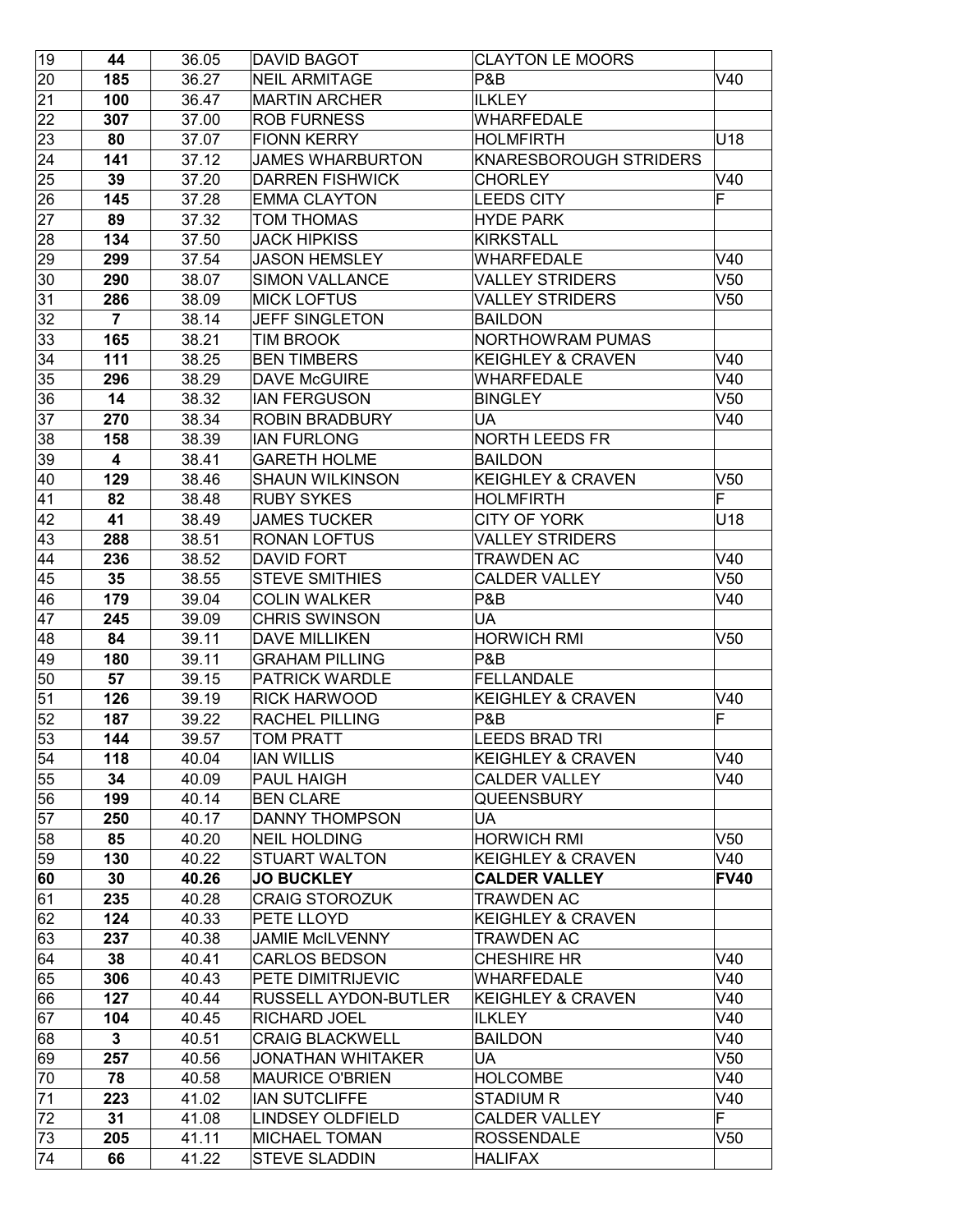| 19 | 44 | 36.05 | DAVID BAGOT | CLAYTON LE MOORS | |
|---|---|---|---|---|---|
| 20 | 185 | 36.27 | NEIL ARMITAGE | P&B | V40 |
| 21 | 100 | 36.47 | MARTIN ARCHER | ILKLEY | |
| 22 | 307 | 37.00 | ROB FURNESS | WHARFEDALE | |
| 23 | 80 | 37.07 | FIONN KERRY | HOLMFIRTH | U18 |
| 24 | 141 | 37.12 | JAMES WHARBURTON | KNARESBOROUGH STRIDERS | |
| 25 | 39 | 37.20 | DARREN FISHWICK | CHORLEY | V40 |
| 26 | 145 | 37.28 | EMMA CLAYTON | LEEDS CITY | F |
| 27 | 89 | 37.32 | TOM THOMAS | HYDE PARK | |
| 28 | 134 | 37.50 | JACK HIPKISS | KIRKSTALL | |
| 29 | 299 | 37.54 | JASON HEMSLEY | WHARFEDALE | V40 |
| 30 | 290 | 38.07 | SIMON VALLANCE | VALLEY STRIDERS | V50 |
| 31 | 286 | 38.09 | MICK LOFTUS | VALLEY STRIDERS | V50 |
| 32 | 7 | 38.14 | JEFF SINGLETON | BAILDON | |
| 33 | 165 | 38.21 | TIM BROOK | NORTHOWRAM PUMAS | |
| 34 | 111 | 38.25 | BEN TIMBERS | KEIGHLEY & CRAVEN | V40 |
| 35 | 296 | 38.29 | DAVE McGUIRE | WHARFEDALE | V40 |
| 36 | 14 | 38.32 | IAN FERGUSON | BINGLEY | V50 |
| 37 | 270 | 38.34 | ROBIN BRADBURY | UA | V40 |
| 38 | 158 | 38.39 | IAN FURLONG | NORTH LEEDS FR | |
| 39 | 4 | 38.41 | GARETH HOLME | BAILDON | |
| 40 | 129 | 38.46 | SHAUN WILKINSON | KEIGHLEY & CRAVEN | V50 |
| 41 | 82 | 38.48 | RUBY SYKES | HOLMFIRTH | F |
| 42 | 41 | 38.49 | JAMES TUCKER | CITY OF YORK | U18 |
| 43 | 288 | 38.51 | RONAN LOFTUS | VALLEY STRIDERS | |
| 44 | 236 | 38.52 | DAVID FORT | TRAWDEN AC | V40 |
| 45 | 35 | 38.55 | STEVE SMITHIES | CALDER VALLEY | V50 |
| 46 | 179 | 39.04 | COLIN WALKER | P&B | V40 |
| 47 | 245 | 39.09 | CHRIS SWINSON | UA | |
| 48 | 84 | 39.11 | DAVE MILLIKEN | HORWICH RMI | V50 |
| 49 | 180 | 39.11 | GRAHAM PILLING | P&B | |
| 50 | 57 | 39.15 | PATRICK WARDLE | FELLANDALE | |
| 51 | 126 | 39.19 | RICK HARWOOD | KEIGHLEY & CRAVEN | V40 |
| 52 | 187 | 39.22 | RACHEL PILLING | P&B | F |
| 53 | 144 | 39.57 | TOM PRATT | LEEDS BRAD TRI | |
| 54 | 118 | 40.04 | IAN WILLIS | KEIGHLEY & CRAVEN | V40 |
| 55 | 34 | 40.09 | PAUL HAIGH | CALDER VALLEY | V40 |
| 56 | 199 | 40.14 | BEN CLARE | QUEENSBURY | |
| 57 | 250 | 40.17 | DANNY THOMPSON | UA | |
| 58 | 85 | 40.20 | NEIL HOLDING | HORWICH RMI | V50 |
| 59 | 130 | 40.22 | STUART WALTON | KEIGHLEY & CRAVEN | V40 |
| **60** | **30** | **40.26** | **JO BUCKLEY** | **CALDER VALLEY** | **FV40** |
| 61 | 235 | 40.28 | CRAIG STOROZUK | TRAWDEN AC | |
| 62 | 124 | 40.33 | PETE LLOYD | KEIGHLEY & CRAVEN | |
| 63 | 237 | 40.38 | JAMIE McILVENNY | TRAWDEN AC | |
| 64 | 38 | 40.41 | CARLOS BEDSON | CHESHIRE HR | V40 |
| 65 | 306 | 40.43 | PETE DIMITRIJEVIC | WHARFEDALE | V40 |
| 66 | 127 | 40.44 | RUSSELL AYDON-BUTLER | KEIGHLEY & CRAVEN | V40 |
| 67 | 104 | 40.45 | RICHARD JOEL | ILKLEY | V40 |
| 68 | 3 | 40.51 | CRAIG BLACKWELL | BAILDON | V40 |
| 69 | 257 | 40.56 | JONATHAN WHITAKER | UA | V50 |
| 70 | 78 | 40.58 | MAURICE O'BRIEN | HOLCOMBE | V40 |
| 71 | 223 | 41.02 | IAN SUTCLIFFE | STADIUM R | V40 |
| 72 | 31 | 41.08 | LINDSEY OLDFIELD | CALDER VALLEY | F |
| 73 | 205 | 41.11 | MICHAEL TOMAN | ROSSENDALE | V50 |
| 74 | 66 | 41.22 | STEVE SLADDIN | HALIFAX | |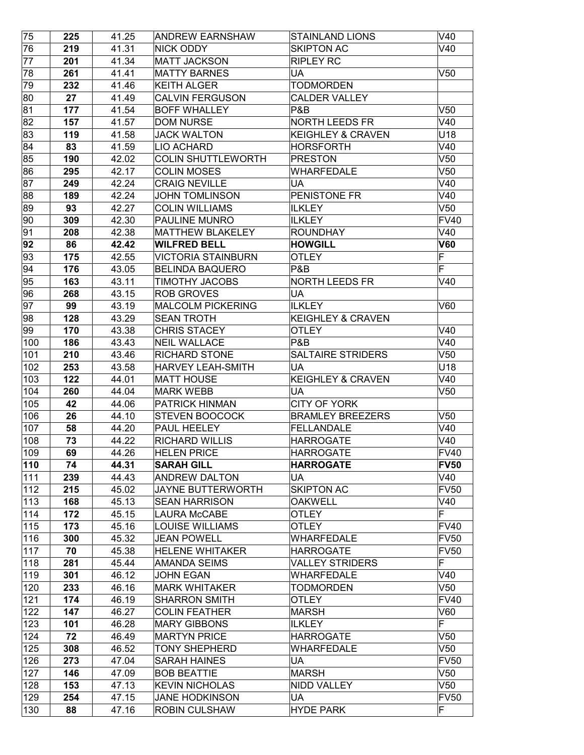| 75 | 225 | 41.25 | ANDREW EARNSHAW | STAINLAND LIONS | V40 |
|---|---|---|---|---|---|
| 76 | 219 | 41.31 | NICK ODDY | SKIPTON AC | V40 |
| 77 | 201 | 41.34 | MATT JACKSON | RIPLEY RC | |
| 78 | 261 | 41.41 | MATTY BARNES | UA | V50 |
| 79 | 232 | 41.46 | KEITH ALGER | TODMORDEN | |
| 80 | 27 | 41.49 | CALVIN FERGUSON | CALDER VALLEY | |
| 81 | 177 | 41.54 | BOFF WHALLEY | P&B | V50 |
| 82 | 157 | 41.57 | DOM NURSE | NORTH LEEDS FR | V40 |
| 83 | 119 | 41.58 | JACK WALTON | KEIGHLEY & CRAVEN | U18 |
| 84 | 83 | 41.59 | LIO ACHARD | HORSFORTH | V40 |
| 85 | 190 | 42.02 | COLIN SHUTTLEWORTH | PRESTON | V50 |
| 86 | 295 | 42.17 | COLIN MOSES | WHARFEDALE | V50 |
| 87 | 249 | 42.24 | CRAIG NEVILLE | UA | V40 |
| 88 | 189 | 42.24 | JOHN TOMLINSON | PENISTONE FR | V40 |
| 89 | 93 | 42.27 | COLIN WILLIAMS | ILKLEY | V50 |
| 90 | 309 | 42.30 | PAULINE MUNRO | ILKLEY | FV40 |
| 91 | 208 | 42.38 | MATTHEW BLAKELEY | ROUNDHAY | V40 |
| **92** | **86** | **42.42** | **WILFRED BELL** | **HOWGILL** | **V60** |
| 93 | 175 | 42.55 | VICTORIA STAINBURN | OTLEY | F |
| 94 | 176 | 43.05 | BELINDA BAQUERO | P&B | F |
| 95 | 163 | 43.11 | TIMOTHY JACOBS | NORTH LEEDS FR | V40 |
| 96 | 268 | 43.15 | ROB GROVES | UA | |
| 97 | 99 | 43.19 | MALCOLM PICKERING | ILKLEY | V60 |
| 98 | 128 | 43.29 | SEAN TROTH | KEIGHLEY & CRAVEN | |
| 99 | 170 | 43.38 | CHRIS STACEY | OTLEY | V40 |
| 100 | 186 | 43.43 | NEIL WALLACE | P&B | V40 |
| 101 | 210 | 43.46 | RICHARD STONE | SALTAIRE STRIDERS | V50 |
| 102 | 253 | 43.58 | HARVEY LEAH-SMITH | UA | U18 |
| 103 | 122 | 44.01 | MATT HOUSE | KEIGHLEY & CRAVEN | V40 |
| 104 | 260 | 44.04 | MARK WEBB | UA | V50 |
| 105 | 42 | 44.06 | PATRICK HINMAN | CITY OF YORK | |
| 106 | 26 | 44.10 | STEVEN BOOCOCK | BRAMLEY BREEZERS | V50 |
| 107 | 58 | 44.20 | PAUL HEELEY | FELLANDALE | V40 |
| 108 | 73 | 44.22 | RICHARD WILLIS | HARROGATE | V40 |
| 109 | 69 | 44.26 | HELEN PRICE | HARROGATE | FV40 |
| **110** | **74** | **44.31** | **SARAH GILL** | **HARROGATE** | **FV50** |
| 111 | 239 | 44.43 | ANDREW DALTON | UA | V40 |
| 112 | 215 | 45.02 | JAYNE BUTTERWORTH | SKIPTON AC | FV50 |
| 113 | 168 | 45.13 | SEAN HARRISON | OAKWELL | V40 |
| 114 | 172 | 45.15 | LAURA McCABE | OTLEY | F |
| 115 | 173 | 45.16 | LOUISE WILLIAMS | OTLEY | FV40 |
| 116 | 300 | 45.32 | JEAN POWELL | WHARFEDALE | FV50 |
| 117 | 70 | 45.38 | HELENE WHITAKER | HARROGATE | FV50 |
| 118 | 281 | 45.44 | AMANDA SEIMS | VALLEY STRIDERS | F |
| 119 | 301 | 46.12 | JOHN EGAN | WHARFEDALE | V40 |
| 120 | 233 | 46.16 | MARK WHITAKER | TODMORDEN | V50 |
| 121 | 174 | 46.19 | SHARRON SMITH | OTLEY | FV40 |
| 122 | 147 | 46.27 | COLIN FEATHER | MARSH | V60 |
| 123 | 101 | 46.28 | MARY GIBBONS | ILKLEY | F |
| 124 | 72 | 46.49 | MARTYN PRICE | HARROGATE | V50 |
| 125 | 308 | 46.52 | TONY SHEPHERD | WHARFEDALE | V50 |
| 126 | 273 | 47.04 | SARAH HAINES | UA | FV50 |
| 127 | 146 | 47.09 | BOB BEATTIE | MARSH | V50 |
| 128 | 153 | 47.13 | KEVIN NICHOLAS | NIDD VALLEY | V50 |
| 129 | 254 | 47.15 | JANE HODKINSON | UA | FV50 |
| 130 | 88 | 47.16 | ROBIN CULSHAW | HYDE PARK | F |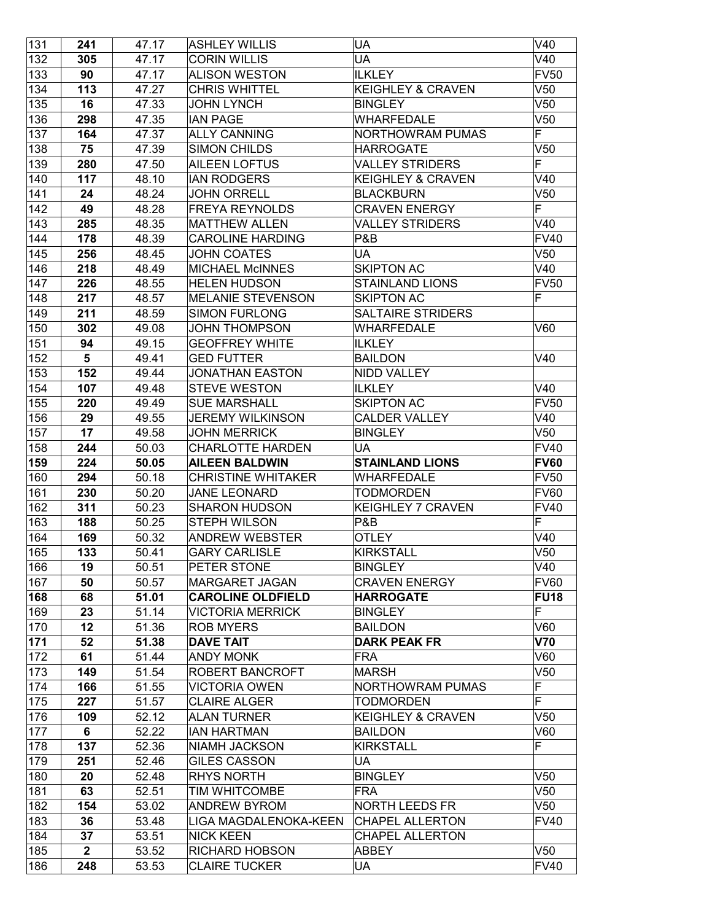| | | | | | |
|---|---|---|---|---|---|
| 131 | **241** | 47.17 | ASHLEY WILLIS | UA | V40 |
| 132 | **305** | 47.17 | CORIN WILLIS | UA | V40 |
| 133 | **90** | 47.17 | ALISON WESTON | ILKLEY | FV50 |
| 134 | **113** | 47.27 | CHRIS WHITTEL | KEIGHLEY & CRAVEN | V50 |
| 135 | **16** | 47.33 | JOHN LYNCH | BINGLEY | V50 |
| 136 | **298** | 47.35 | IAN PAGE | WHARFEDALE | V50 |
| 137 | **164** | 47.37 | ALLY CANNING | NORTHOWRAM PUMAS | F |
| 138 | **75** | 47.39 | SIMON CHILDS | HARROGATE | V50 |
| 139 | **280** | 47.50 | AILEEN LOFTUS | VALLEY STRIDERS | F |
| 140 | **117** | 48.10 | IAN RODGERS | KEIGHLEY & CRAVEN | V40 |
| 141 | **24** | 48.24 | JOHN ORRELL | BLACKBURN | V50 |
| 142 | **49** | 48.28 | FREYA REYNOLDS | CRAVEN ENERGY | F |
| 143 | **285** | 48.35 | MATTHEW ALLEN | VALLEY STRIDERS | V40 |
| 144 | **178** | 48.39 | CAROLINE HARDING | P&B | FV40 |
| 145 | **256** | 48.45 | JOHN COATES | UA | V50 |
| 146 | **218** | 48.49 | MICHAEL McINNES | SKIPTON AC | V40 |
| 147 | **226** | 48.55 | HELEN HUDSON | STAINLAND LIONS | FV50 |
| 148 | **217** | 48.57 | MELANIE STEVENSON | SKIPTON AC | F |
| 149 | **211** | 48.59 | SIMON FURLONG | SALTAIRE STRIDERS | |
| 150 | **302** | 49.08 | JOHN THOMPSON | WHARFEDALE | V60 |
| 151 | **94** | 49.15 | GEOFFREY WHITE | ILKLEY | |
| 152 | **5** | 49.41 | GED FUTTER | BAILDON | V40 |
| 153 | **152** | 49.44 | JONATHAN EASTON | NIDD VALLEY | |
| 154 | **107** | 49.48 | STEVE WESTON | ILKLEY | V40 |
| 155 | **220** | 49.49 | SUE MARSHALL | SKIPTON AC | FV50 |
| 156 | **29** | 49.55 | JEREMY WILKINSON | CALDER VALLEY | V40 |
| 157 | **17** | 49.58 | JOHN MERRICK | BINGLEY | V50 |
| 158 | **244** | 50.03 | CHARLOTTE HARDEN | UA | FV40 |
| **159** | **224** | **50.05** | **AILEEN BALDWIN** | **STAINLAND LIONS** | **FV60** |
| 160 | **294** | 50.18 | CHRISTINE WHITAKER | WHARFEDALE | FV50 |
| 161 | **230** | 50.20 | JANE LEONARD | TODMORDEN | FV60 |
| 162 | **311** | 50.23 | SHARON HUDSON | KEIGHLEY 7 CRAVEN | FV40 |
| 163 | **188** | 50.25 | STEPH WILSON | P&B | F |
| 164 | **169** | 50.32 | ANDREW WEBSTER | OTLEY | V40 |
| 165 | **133** | 50.41 | GARY CARLISLE | KIRKSTALL | V50 |
| 166 | **19** | 50.51 | PETER STONE | BINGLEY | V40 |
| 167 | **50** | 50.57 | MARGARET JAGAN | CRAVEN ENERGY | FV60 |
| **168** | **68** | **51.01** | **CAROLINE OLDFIELD** | **HARROGATE** | **FU18** |
| 169 | **23** | 51.14 | VICTORIA MERRICK | BINGLEY | F |
| 170 | **12** | 51.36 | ROB MYERS | BAILDON | V60 |
| **171** | **52** | **51.38** | **DAVE TAIT** | **DARK PEAK FR** | **V70** |
| 172 | **61** | 51.44 | ANDY MONK | FRA | V60 |
| 173 | **149** | 51.54 | ROBERT BANCROFT | MARSH | V50 |
| 174 | **166** | 51.55 | VICTORIA OWEN | NORTHOWRAM PUMAS | F |
| 175 | **227** | 51.57 | CLAIRE ALGER | TODMORDEN | F |
| 176 | **109** | 52.12 | ALAN TURNER | KEIGHLEY & CRAVEN | V50 |
| 177 | **6** | 52.22 | IAN HARTMAN | BAILDON | V60 |
| 178 | **137** | 52.36 | NIAMH JACKSON | KIRKSTALL | F |
| 179 | **251** | 52.46 | GILES CASSON | UA | |
| 180 | **20** | 52.48 | RHYS NORTH | BINGLEY | V50 |
| 181 | **63** | 52.51 | TIM WHITCOMBE | FRA | V50 |
| 182 | **154** | 53.02 | ANDREW BYROM | NORTH LEEDS FR | V50 |
| 183 | **36** | 53.48 | LIGA MAGDALENOKA-KEEN | CHAPEL ALLERTON | FV40 |
| 184 | **37** | 53.51 | NICK KEEN | CHAPEL ALLERTON | |
| 185 | **2** | 53.52 | RICHARD HOBSON | ABBEY | V50 |
| 186 | **248** | 53.53 | CLAIRE TUCKER | UA | FV40 |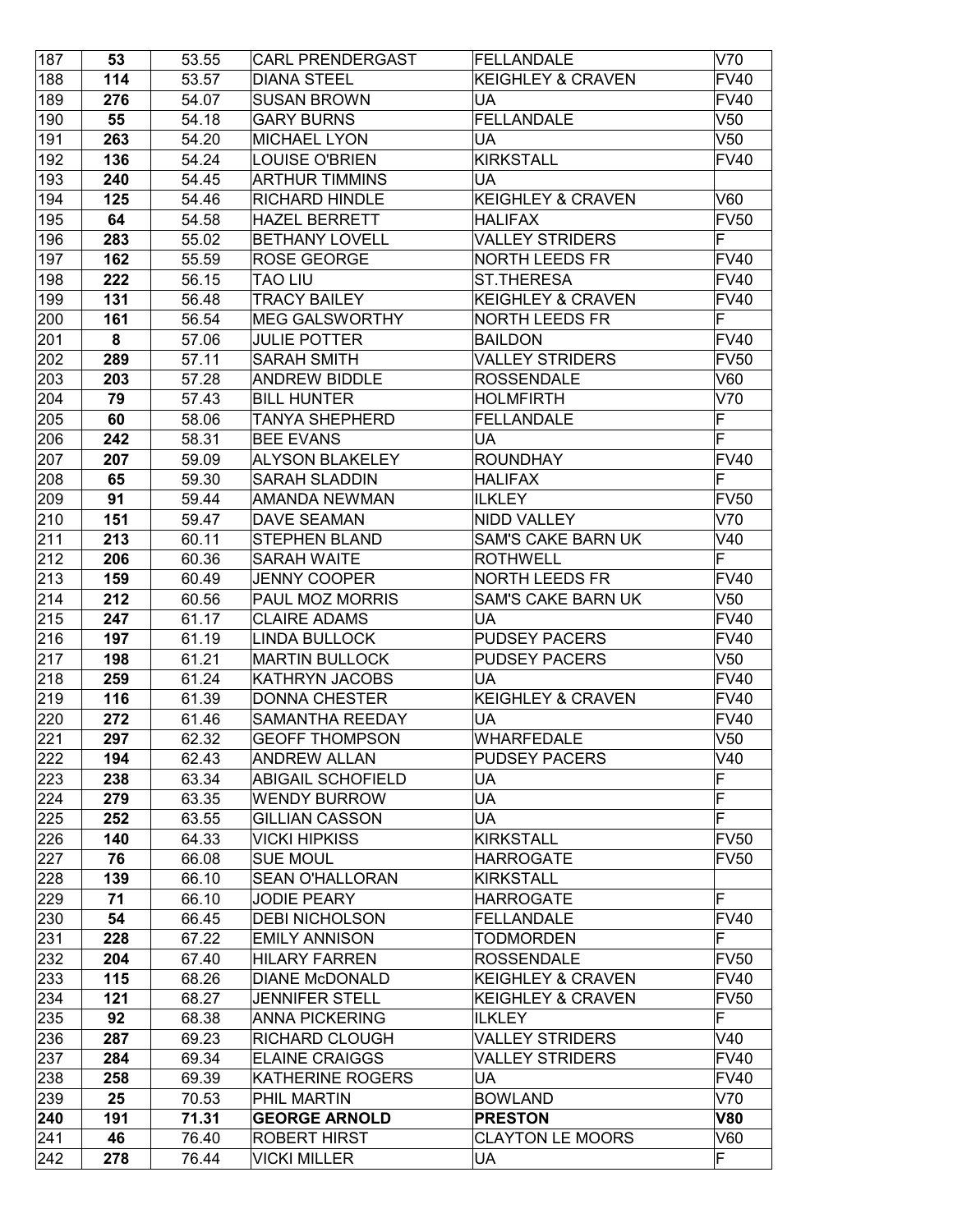| 187 | **53** | 53.55 | CARL PRENDERGAST | FELLANDALE | V70 |
|---|---|---|---|---|---|
| 188 | **114** | 53.57 | DIANA STEEL | KEIGHLEY & CRAVEN | FV40 |
| 189 | **276** | 54.07 | SUSAN BROWN | UA | FV40 |
| 190 | **55** | 54.18 | GARY BURNS | FELLANDALE | V50 |
| 191 | **263** | 54.20 | MICHAEL LYON | UA | V50 |
| 192 | **136** | 54.24 | LOUISE O'BRIEN | KIRKSTALL | FV40 |
| 193 | **240** | 54.45 | ARTHUR TIMMINS | UA | |
| 194 | **125** | 54.46 | RICHARD HINDLE | KEIGHLEY & CRAVEN | V60 |
| 195 | **64** | 54.58 | HAZEL BERRETT | HALIFAX | FV50 |
| 196 | **283** | 55.02 | BETHANY LOVELL | VALLEY STRIDERS | F |
| 197 | **162** | 55.59 | ROSE GEORGE | NORTH LEEDS FR | FV40 |
| 198 | **222** | 56.15 | TAO LIU | ST.THERESA | FV40 |
| 199 | **131** | 56.48 | TRACY BAILEY | KEIGHLEY & CRAVEN | FV40 |
| 200 | **161** | 56.54 | MEG GALSWORTHY | NORTH LEEDS FR | F |
| 201 | **8** | 57.06 | JULIE POTTER | BAILDON | FV40 |
| 202 | **289** | 57.11 | SARAH SMITH | VALLEY STRIDERS | FV50 |
| 203 | **203** | 57.28 | ANDREW BIDDLE | ROSSENDALE | V60 |
| 204 | **79** | 57.43 | BILL HUNTER | HOLMFIRTH | V70 |
| 205 | **60** | 58.06 | TANYA SHEPHERD | FELLANDALE | F |
| 206 | **242** | 58.31 | BEE EVANS | UA | F |
| 207 | **207** | 59.09 | ALYSON BLAKELEY | ROUNDHAY | FV40 |
| 208 | **65** | 59.30 | SARAH SLADDIN | HALIFAX | F |
| 209 | **91** | 59.44 | AMANDA NEWMAN | ILKLEY | FV50 |
| 210 | **151** | 59.47 | DAVE SEAMAN | NIDD VALLEY | V70 |
| 211 | **213** | 60.11 | STEPHEN BLAND | SAM'S CAKE BARN UK | V40 |
| 212 | **206** | 60.36 | SARAH WAITE | ROTHWELL | F |
| 213 | **159** | 60.49 | JENNY COOPER | NORTH LEEDS FR | FV40 |
| 214 | **212** | 60.56 | PAUL MOZ MORRIS | SAM'S CAKE BARN UK | V50 |
| 215 | **247** | 61.17 | CLAIRE ADAMS | UA | FV40 |
| 216 | **197** | 61.19 | LINDA BULLOCK | PUDSEY PACERS | FV40 |
| 217 | **198** | 61.21 | MARTIN BULLOCK | PUDSEY PACERS | V50 |
| 218 | **259** | 61.24 | KATHRYN JACOBS | UA | FV40 |
| 219 | **116** | 61.39 | DONNA CHESTER | KEIGHLEY & CRAVEN | FV40 |
| 220 | **272** | 61.46 | SAMANTHA REEDAY | UA | FV40 |
| 221 | **297** | 62.32 | GEOFF THOMPSON | WHARFEDALE | V50 |
| 222 | **194** | 62.43 | ANDREW ALLAN | PUDSEY PACERS | V40 |
| 223 | **238** | 63.34 | ABIGAIL SCHOFIELD | UA | F |
| 224 | **279** | 63.35 | WENDY BURROW | UA | F |
| 225 | **252** | 63.55 | GILLIAN CASSON | UA | F |
| 226 | **140** | 64.33 | VICKI HIPKISS | KIRKSTALL | FV50 |
| 227 | **76** | 66.08 | SUE MOUL | HARROGATE | FV50 |
| 228 | **139** | 66.10 | SEAN O'HALLORAN | KIRKSTALL | |
| 229 | **71** | 66.10 | JODIE PEARY | HARROGATE | F |
| 230 | **54** | 66.45 | DEBI NICHOLSON | FELLANDALE | FV40 |
| 231 | **228** | 67.22 | EMILY ANNISON | TODMORDEN | F |
| 232 | **204** | 67.40 | HILARY FARREN | ROSSENDALE | FV50 |
| 233 | **115** | 68.26 | DIANE McDONALD | KEIGHLEY & CRAVEN | FV40 |
| 234 | **121** | 68.27 | JENNIFER STELL | KEIGHLEY & CRAVEN | FV50 |
| 235 | **92** | 68.38 | ANNA PICKERING | ILKLEY | F |
| 236 | **287** | 69.23 | RICHARD CLOUGH | VALLEY STRIDERS | V40 |
| 237 | **284** | 69.34 | ELAINE CRAIGGS | VALLEY STRIDERS | FV40 |
| 238 | **258** | 69.39 | KATHERINE ROGERS | UA | FV40 |
| 239 | **25** | 70.53 | PHIL MARTIN | BOWLAND | V70 |
| **240** | **191** | **71.31** | **GEORGE ARNOLD** | **PRESTON** | **V80** |
| 241 | **46** | 76.40 | ROBERT HIRST | CLAYTON LE MOORS | V60 |
| 242 | **278** | 76.44 | VICKI MILLER | UA | F |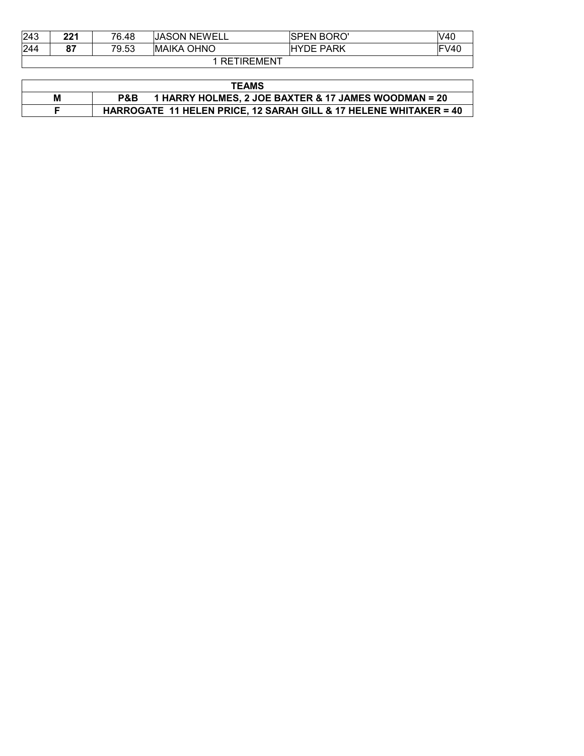| | | | | | |
|---|---|---|---|---|---|
| 243 | **221** | 76.48 | JASON NEWELL | SPEN BORO' | V40 |
| 244 | **87** | 79.53 | MAIKA OHNO | HYDE PARK | FV40 |
| 1 RETIREMENT | | | | | |

| **TEAMS** | |
|---|---|
| **M** | **P&B 1 HARRY HOLMES, 2 JOE BAXTER & 17 JAMES WOODMAN = 20** |
| **F** | **HARROGATE 11 HELEN PRICE, 12 SARAH GILL & 17 HELENE WHITAKER = 40** |